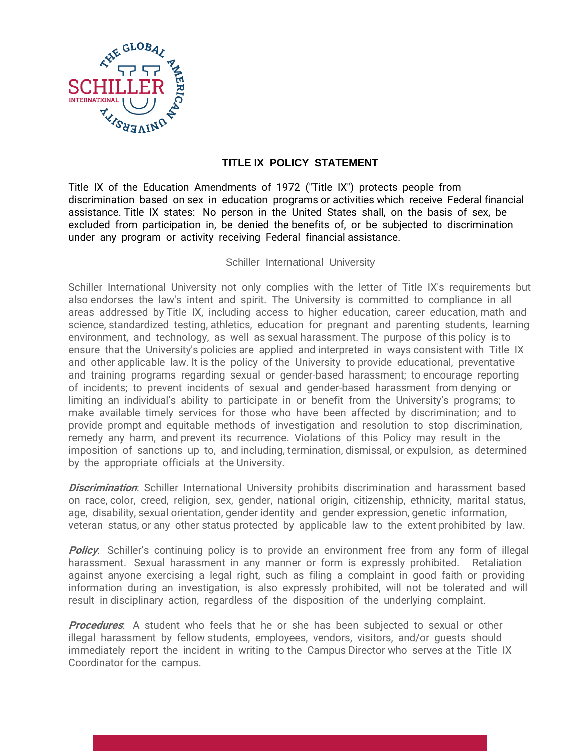# TITLE IX POLICY STATEMENT

Title IX of the Education Amendments of 1972 ("Title IX") protects people from discrimination based on sex in education programs or activities which receive Federal financial assistance. Title IX states: No person in the United States shall, on the basis of sex, be excluded from participation in, be denied the benefits of, or be subjected to discrimination under any program or activity receiving Federal financial assistance.

Schiller International University

Schiller International University not only complies with the letter of Title IX's requirements but also endorses the law's intent and spirit. The University is committed to compliance in all areas addressed by Title IX, including access to higher education, career education, math and science, standardized testing, athletics, education for pregnant and parenting students, learning environment, and technology, as well as sexual harassment. The purpose of this policy is to ensure that the University's policies are applied and interpreted in ways consistent with Title IX and other applicable law. It is the policy of the University to provide educational, preventative and training programs regarding sexual or gender-based harassment; to encourage reporting of incidents; to prevent incidents of sexual and gender-based harassment from denying or limiting an individual's ability to participate in or benefit from the University's programs; to make available timely services for those who have been affected by discrimination; and to provide prompt and equitable methods of investigation and resolution to stop discrimination, remedy any harm, and prevent its recurrence. Violations of this Policy may result in the imposition of sanctions up to, and including, termination, dismissal, or expulsion, as determined by the appropriate officials at the University.

***Discrimination***: Schiller International University prohibits discrimination and harassment based on race, color, creed, religion, sex, gender, national origin, citizenship, ethnicity, marital status, age, disability, sexual orientation, gender identity and gender expression, genetic information, veteran status, or any other status protected by applicable law to the extent prohibited by law.

***Policy***: Schiller's continuing policy is to provide an environment free from any form of illegal harassment. Sexual harassment in any manner or form is expressly prohibited. Retaliation against anyone exercising a legal right, such as filing a complaint in good faith or providing information during an investigation, is also expressly prohibited, will not be tolerated and will result in disciplinary action, regardless of the disposition of the underlying complaint.

***Procedures***: A student who feels that he or she has been subjected to sexual or other illegal harassment by fellow students, employees, vendors, visitors, and/or guests should immediately report the incident in writing to the Campus Director who serves at the Title IX Coordinator for the campus.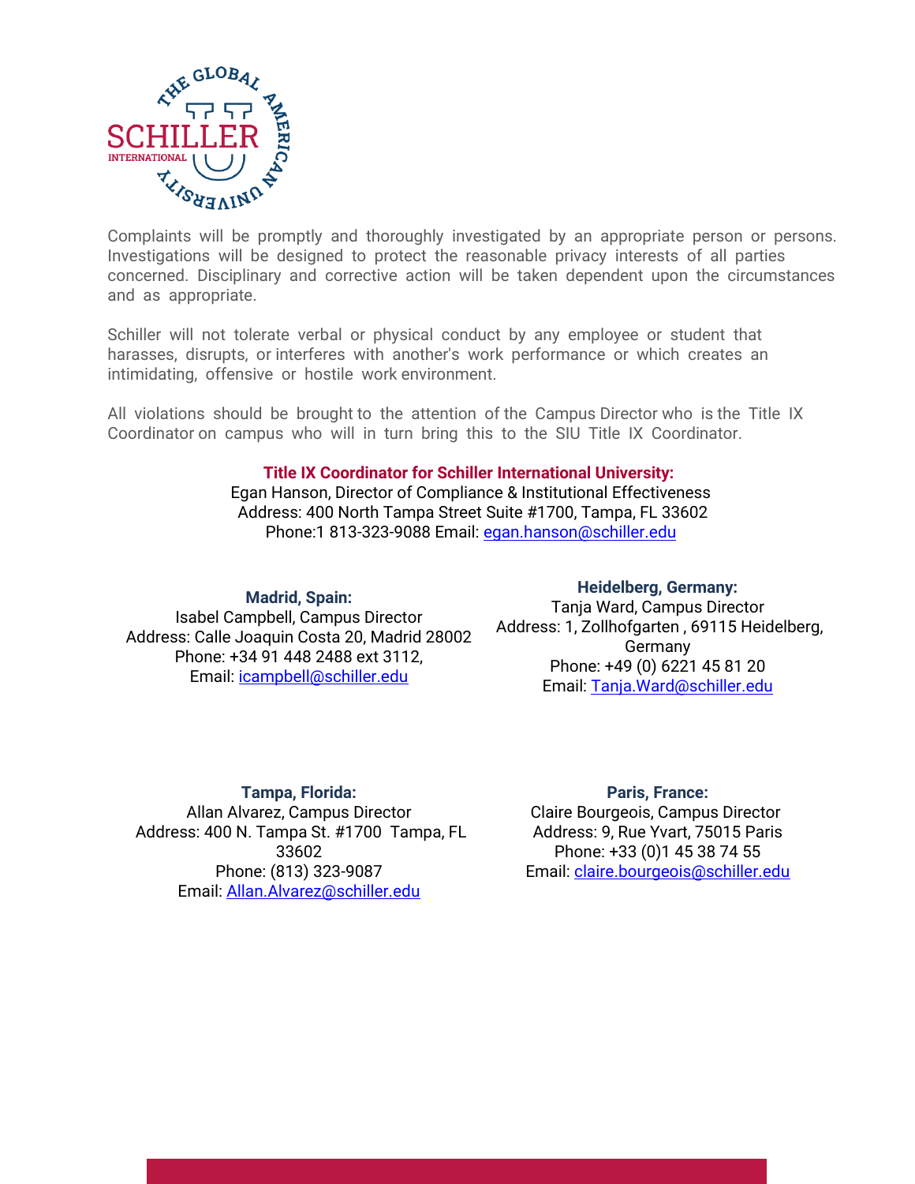Complaints will be promptly and thoroughly investigated by an appropriate person or persons. Investigations will be designed to protect the reasonable privacy interests of all parties concerned. Disciplinary and corrective action will be taken dependent upon the circumstances and as appropriate.

Schiller will not tolerate verbal or physical conduct by any employee or student that harasses, disrupts, or interferes with another's work performance or which creates an intimidating, offensive or hostile work environment.

All violations should be brought to the attention of the Campus Director who is the Title IX Coordinator on campus who will in turn bring this to the SIU Title IX Coordinator.

**Title IX Coordinator for Schiller International University:**
Egan Hanson, Director of Compliance & Institutional Effectiveness
Address: 400 North Tampa Street Suite #1700, Tampa, FL 33602
Phone:1 813-323-9088 Email: egan.hanson@schiller.edu

**Madrid, Spain:**
Isabel Campbell, Campus Director
Address: Calle Joaquin Costa 20, Madrid 28002
Phone: +34 91 448 2488 ext 3112,
Email: icampbell@schiller.edu

**Heidelberg, Germany:**
Tanja Ward, Campus Director
Address: 1, Zollhofgarten , 69115 Heidelberg, Germany
Phone: +49 (0) 6221 45 81 20
Email: Tanja.Ward@schiller.edu

**Tampa, Florida:**
Allan Alvarez, Campus Director
Address: 400 N. Tampa St. #1700 Tampa, FL 33602
Phone: (813) 323-9087
Email: Allan.Alvarez@schiller.edu

**Paris, France:**
Claire Bourgeois, Campus Director
Address: 9, Rue Yvart, 75015 Paris
Phone: +33 (0)1 45 38 74 55
Email: claire.bourgeois@schiller.edu